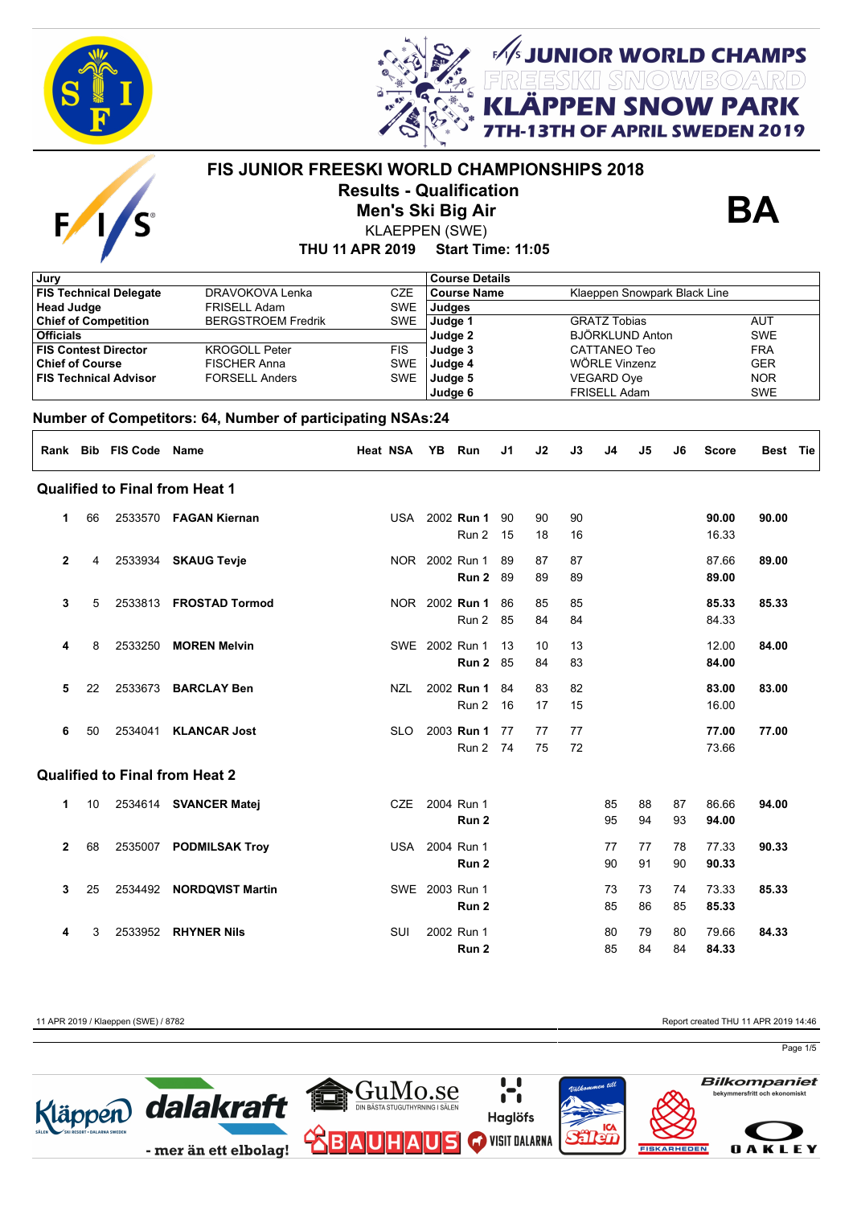# FIS JUNIOR FREESKI WORLD CHAMPIONSHIPS 2018

## Results - Qualification

## Men's Ski Big Air

KLAEPPEN (SWE)

**THU 11 APR 2019 Start Time: 11:05**

**BA**

| Jury | | | Course Details | | |
|---|---|---|---|---|---|
| **FIS Technical Delegate** | DRAVOKOVA Lenka | CZE | **Course Name** | Klaeppen Snowpark Black Line | |
| **Head Judge** | FRISELL Adam | SWE | **Judges** | | |
| **Chief of Competition** | BERGSTROEM Fredrik | SWE | **Judge 1** | GRATZ Tobias | AUT |
| **Officials** | | | **Judge 2** | BJÖRKLUND Anton | SWE |
| **FIS Contest Director** | KROGOLL Peter | FIS | **Judge 3** | CATTANEO Teo | FRA |
| **Chief of Course** | FISCHER Anna | SWE | **Judge 4** | WÖRLE Vinzenz | GER |
| **FIS Technical Advisor** | FORSELL Anders | SWE | **Judge 5** | VEGARD Oye | NOR |
| | | | **Judge 6** | FRISELL Adam | SWE |

**Number of Competitors: 64, Number of participating NSAs:24**

| Rank | Bib | FIS Code | Name | Heat | NSA | YB | Run | J1 | J2 | J3 | J4 | J5 | J6 | Score | Best | Tie |
|---|---|---|---|---|---|---|---|---|---|---|---|---|---|---|---|---|
| **Qualified to Final from Heat 1** | | | | | | | | | | | | | | | | |
| **1** | 66 | 2533570 | **FAGAN Kiernan** | | USA | 2002 | **Run 1** | 90 | 90 | 90 | | | | **90.00** | **90.00** | |
| | | | | | | | Run 2 | 15 | 18 | 16 | | | | 16.33 | | |
| **2** | 4 | 2533934 | **SKAUG Tevje** | | NOR | 2002 | Run 1 | 89 | 87 | 87 | | | | 87.66 | **89.00** | |
| | | | | | | | **Run 2** | 89 | 89 | 89 | | | | **89.00** | | |
| **3** | 5 | 2533813 | **FROSTAD Tormod** | | NOR | 2002 | **Run 1** | 86 | 85 | 85 | | | | **85.33** | **85.33** | |
| | | | | | | | Run 2 | 85 | 84 | 84 | | | | 84.33 | | |
| **4** | 8 | 2533250 | **MOREN Melvin** | | SWE | 2002 | Run 1 | 13 | 10 | 13 | | | | 12.00 | **84.00** | |
| | | | | | | | **Run 2** | 85 | 84 | 83 | | | | **84.00** | | |
| **5** | 22 | 2533673 | **BARCLAY Ben** | | NZL | 2002 | **Run 1** | 84 | 83 | 82 | | | | **83.00** | **83.00** | |
| | | | | | | | Run 2 | 16 | 17 | 15 | | | | 16.00 | | |
| **6** | 50 | 2534041 | **KLANCAR Jost** | | SLO | 2003 | **Run 1** | 77 | 77 | 77 | | | | **77.00** | **77.00** | |
| | | | | | | | Run 2 | 74 | 75 | 72 | | | | 73.66 | | |
| **Qualified to Final from Heat 2** | | | | | | | | | | | | | | | | |
| **1** | 10 | 2534614 | **SVANCER Matej** | | CZE | 2004 | Run 1 | | | | 85 | 88 | 87 | 86.66 | **94.00** | |
| | | | | | | | **Run 2** | | | | 95 | 94 | 93 | **94.00** | | |
| **2** | 68 | 2535007 | **PODMILSAK Troy** | | USA | 2004 | Run 1 | | | | 77 | 77 | 78 | 77.33 | **90.33** | |
| | | | | | | | **Run 2** | | | | 90 | 91 | 90 | **90.33** | | |
| **3** | 25 | 2534492 | **NORDQVIST Martin** | | SWE | 2003 | Run 1 | | | | 73 | 73 | 74 | 73.33 | **85.33** | |
| | | | | | | | **Run 2** | | | | 85 | 86 | 85 | **85.33** | | |
| **4** | 3 | 2533952 | **RHYNER Nils** | | SUI | 2002 | Run 1 | | | | 80 | 79 | 80 | 79.66 | **84.33** | |
| | | | | | | | **Run 2** | | | | 85 | 84 | 84 | **84.33** | | |

11 APR 2019 / Klaeppen (SWE) / 8782

Report created THU 11 APR 2019 14:46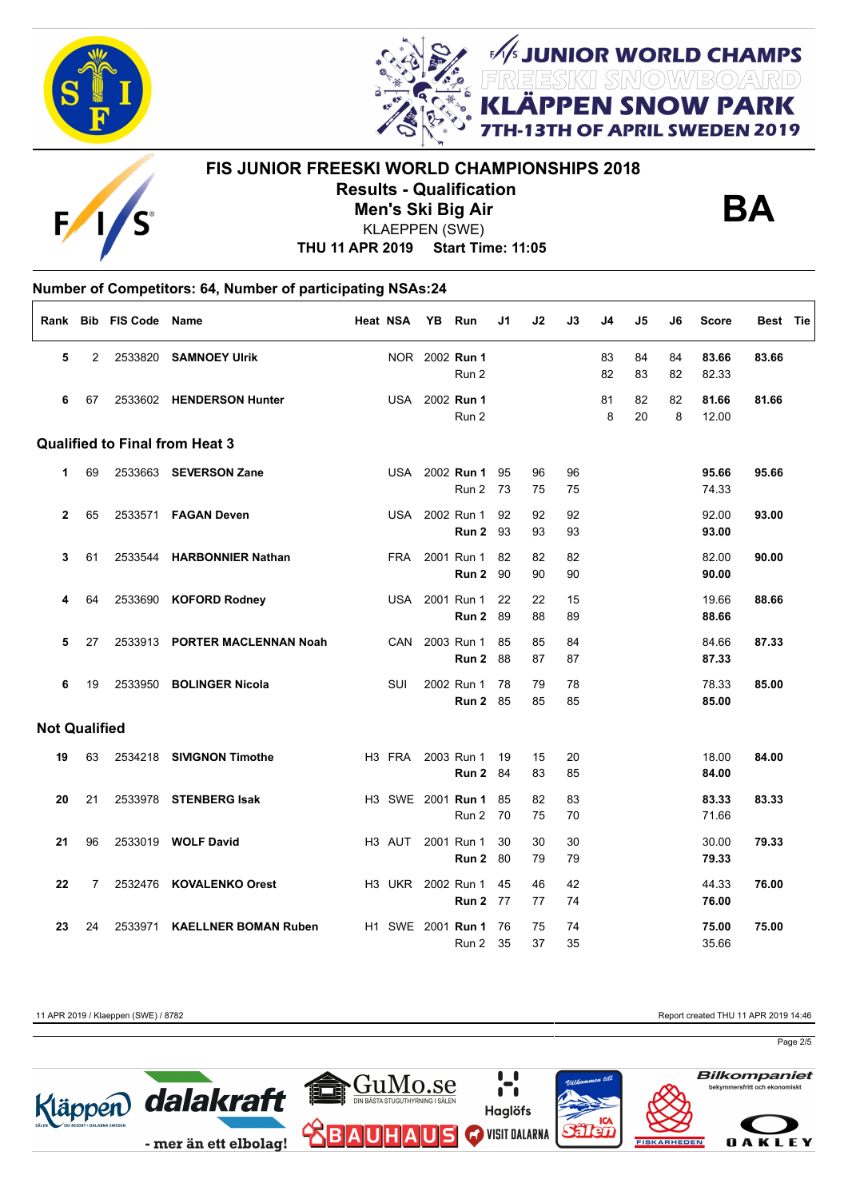# FIS JUNIOR FREESKI WORLD CHAMPIONSHIPS 2018

## Results - Qualification

## Men's Ski Big Air

KLAEPPEN (SWE)

**THU 11 APR 2019 Start Time: 11:05**

**BA**

**Number of Competitors: 64, Number of participating NSAs:24**

| Rank | Bib | FIS Code | Name | Heat | NSA | YB | Run | J1 | J2 | J3 | J4 | J5 | J6 | Score | Best | Tie |
|---|---|---|---|---|---|---|---|---|---|---|---|---|---|---|---|---|
| **5** | 2 | 2533820 | **SAMNOEY Ulrik** | | NOR | 2002 | **Run 1** | | | | 83 | 84 | 84 | **83.66** | **83.66** | |
| | | | | | | | Run 2 | | | | 82 | 83 | 82 | 82.33 | | |
| **6** | 67 | 2533602 | **HENDERSON Hunter** | | USA | 2002 | **Run 1** | | | | 81 | 82 | 82 | **81.66** | **81.66** | |
| | | | | | | | Run 2 | | | | 8 | 20 | 8 | 12.00 | | |
| **Qualified to Final from Heat 3** | | | | | | | | | | | | | | | | |
| **1** | 69 | 2533663 | **SEVERSON Zane** | | USA | 2002 | **Run 1** | 95 | 96 | 96 | | | | **95.66** | **95.66** | |
| | | | | | | | Run 2 | 73 | 75 | 75 | | | | 74.33 | | |
| **2** | 65 | 2533571 | **FAGAN Deven** | | USA | 2002 | Run 1 | 92 | 92 | 92 | | | | 92.00 | **93.00** | |
| | | | | | | | **Run 2** | 93 | 93 | 93 | | | | **93.00** | | |
| **3** | 61 | 2533544 | **HARBONNIER Nathan** | | FRA | 2001 | Run 1 | 82 | 82 | 82 | | | | 82.00 | **90.00** | |
| | | | | | | | **Run 2** | 90 | 90 | 90 | | | | **90.00** | | |
| **4** | 64 | 2533690 | **KOFORD Rodney** | | USA | 2001 | Run 1 | 22 | 22 | 15 | | | | 19.66 | **88.66** | |
| | | | | | | | **Run 2** | 89 | 88 | 89 | | | | **88.66** | | |
| **5** | 27 | 2533913 | **PORTER MACLENNAN Noah** | | CAN | 2003 | Run 1 | 85 | 85 | 84 | | | | 84.66 | **87.33** | |
| | | | | | | | **Run 2** | 88 | 87 | 87 | | | | **87.33** | | |
| **6** | 19 | 2533950 | **BOLINGER Nicola** | | SUI | 2002 | Run 1 | 78 | 79 | 78 | | | | 78.33 | **85.00** | |
| | | | | | | | **Run 2** | 85 | 85 | 85 | | | | **85.00** | | |
| **Not Qualified** | | | | | | | | | | | | | | | | |
| **19** | 63 | 2534218 | **SIVIGNON Timothe** | H3 | FRA | 2003 | Run 1 | 19 | 15 | 20 | | | | 18.00 | **84.00** | |
| | | | | | | | **Run 2** | 84 | 83 | 85 | | | | **84.00** | | |
| **20** | 21 | 2533978 | **STENBERG Isak** | H3 | SWE | 2001 | **Run 1** | 85 | 82 | 83 | | | | **83.33** | **83.33** | |
| | | | | | | | Run 2 | 70 | 75 | 70 | | | | 71.66 | | |
| **21** | 96 | 2533019 | **WOLF David** | H3 | AUT | 2001 | Run 1 | 30 | 30 | 30 | | | | 30.00 | **79.33** | |
| | | | | | | | **Run 2** | 80 | 79 | 79 | | | | **79.33** | | |
| **22** | 7 | 2532476 | **KOVALENKO Orest** | H3 | UKR | 2002 | Run 1 | 45 | 46 | 42 | | | | 44.33 | **76.00** | |
| | | | | | | | **Run 2** | 77 | 77 | 74 | | | | **76.00** | | |
| **23** | 24 | 2533971 | **KAELLNER BOMAN Ruben** | H1 | SWE | 2001 | **Run 1** | 76 | 75 | 74 | | | | **75.00** | **75.00** | |
| | | | | | | | Run 2 | 35 | 37 | 35 | | | | 35.66 | | |

11 APR 2019 / Klaeppen (SWE) / 8782 Report created THU 11 APR 2019 14:46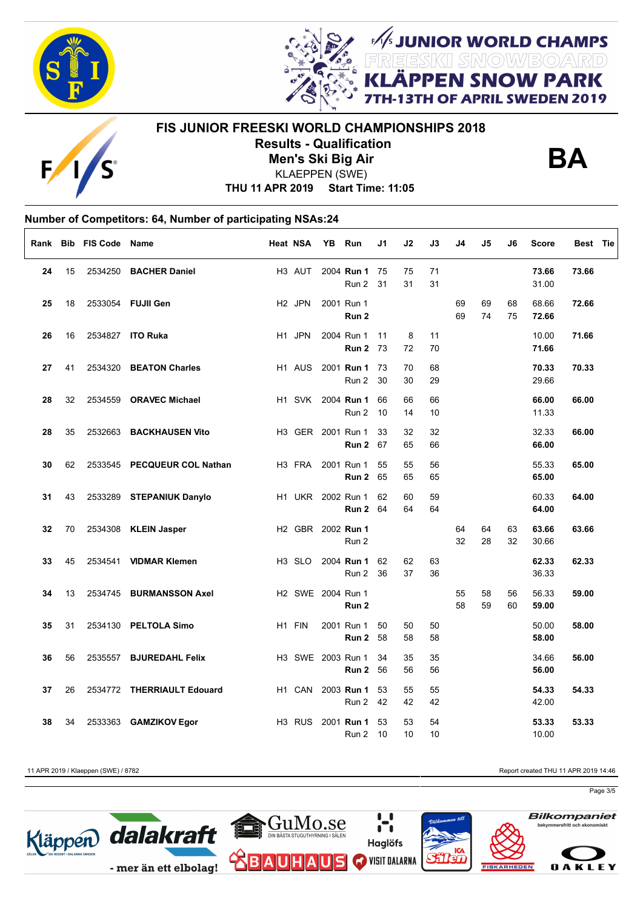# FIS JUNIOR FREESKI WORLD CHAMPIONSHIPS 2018

**Results - Qualification**

**Men's Ski Big Air**

KLAEPPEN (SWE)

**THU 11 APR 2019 Start Time: 11:05**

**BA**

**Number of Competitors: 64, Number of participating NSAs:24**

| Rank | Bib | FIS Code | Name | Heat | NSA | YB | Run | J1 | J2 | J3 | J4 | J5 | J6 | Score | Best | Tie |
|---|---|---|---|---|---|---|---|---|---|---|---|---|---|---|---|---|
| **24** | 15 | 2534250 | **BACHER Daniel** | H3 | AUT | 2004 | **Run 1** | 75 | 75 | 71 | | | | **73.66** | **73.66** | |
| | | | | | | | Run 2 | 31 | 31 | 31 | | | | 31.00 | | |
| **25** | 18 | 2533054 | **FUJII Gen** | H2 | JPN | 2001 | Run 1 | | | | 69 | 69 | 68 | 68.66 | **72.66** | |
| | | | | | | | **Run 2** | | | | 69 | 74 | 75 | **72.66** | | |
| **26** | 16 | 2534827 | **ITO Ruka** | H1 | JPN | 2004 | Run 1 | 11 | 8 | 11 | | | | 10.00 | **71.66** | |
| | | | | | | | **Run 2** | 73 | 72 | 70 | | | | **71.66** | | |
| **27** | 41 | 2534320 | **BEATON Charles** | H1 | AUS | 2001 | **Run 1** | 73 | 70 | 68 | | | | **70.33** | **70.33** | |
| | | | | | | | Run 2 | 30 | 30 | 29 | | | | 29.66 | | |
| **28** | 32 | 2534559 | **ORAVEC Michael** | H1 | SVK | 2004 | **Run 1** | 66 | 66 | 66 | | | | **66.00** | **66.00** | |
| | | | | | | | Run 2 | 10 | 14 | 10 | | | | 11.33 | | |
| **28** | 35 | 2532663 | **BACKHAUSEN Vito** | H3 | GER | 2001 | Run 1 | 33 | 32 | 32 | | | | 32.33 | **66.00** | |
| | | | | | | | **Run 2** | 67 | 65 | 66 | | | | **66.00** | | |
| **30** | 62 | 2533545 | **PECQUEUR COL Nathan** | H3 | FRA | 2001 | Run 1 | 55 | 55 | 56 | | | | 55.33 | **65.00** | |
| | | | | | | | **Run 2** | 65 | 65 | 65 | | | | **65.00** | | |
| **31** | 43 | 2533289 | **STEPANIUK Danylo** | H1 | UKR | 2002 | Run 1 | 62 | 60 | 59 | | | | 60.33 | **64.00** | |
| | | | | | | | **Run 2** | 64 | 64 | 64 | | | | **64.00** | | |
| **32** | 70 | 2534308 | **KLEIN Jasper** | H2 | GBR | 2002 | **Run 1** | | | | 64 | 64 | 63 | **63.66** | **63.66** | |
| | | | | | | | Run 2 | | | | 32 | 28 | 32 | 30.66 | | |
| **33** | 45 | 2534541 | **VIDMAR Klemen** | H3 | SLO | 2004 | **Run 1** | 62 | 62 | 63 | | | | **62.33** | **62.33** | |
| | | | | | | | Run 2 | 36 | 37 | 36 | | | | 36.33 | | |
| **34** | 13 | 2534745 | **BURMANSSON Axel** | H2 | SWE | 2004 | Run 1 | | | | 55 | 58 | 56 | 56.33 | **59.00** | |
| | | | | | | | **Run 2** | | | | 58 | 59 | 60 | **59.00** | | |
| **35** | 31 | 2534130 | **PELTOLA Simo** | H1 | FIN | 2001 | Run 1 | 50 | 50 | 50 | | | | 50.00 | **58.00** | |
| | | | | | | | **Run 2** | 58 | 58 | 58 | | | | **58.00** | | |
| **36** | 56 | 2535557 | **BJUREDAHL Felix** | H3 | SWE | 2003 | Run 1 | 34 | 35 | 35 | | | | 34.66 | **56.00** | |
| | | | | | | | **Run 2** | 56 | 56 | 56 | | | | **56.00** | | |
| **37** | 26 | 2534772 | **THERRIAULT Edouard** | H1 | CAN | 2003 | **Run 1** | 53 | 55 | 55 | | | | **54.33** | **54.33** | |
| | | | | | | | Run 2 | 42 | 42 | 42 | | | | 42.00 | | |
| **38** | 34 | 2533363 | **GAMZIKOV Egor** | H3 | RUS | 2001 | **Run 1** | 53 | 53 | 54 | | | | **53.33** | **53.33** | |
| | | | | | | | Run 2 | 10 | 10 | 10 | | | | 10.00 | | |

11 APR 2019 / Klaeppen (SWE) / 8782

Report created THU 11 APR 2019 14:46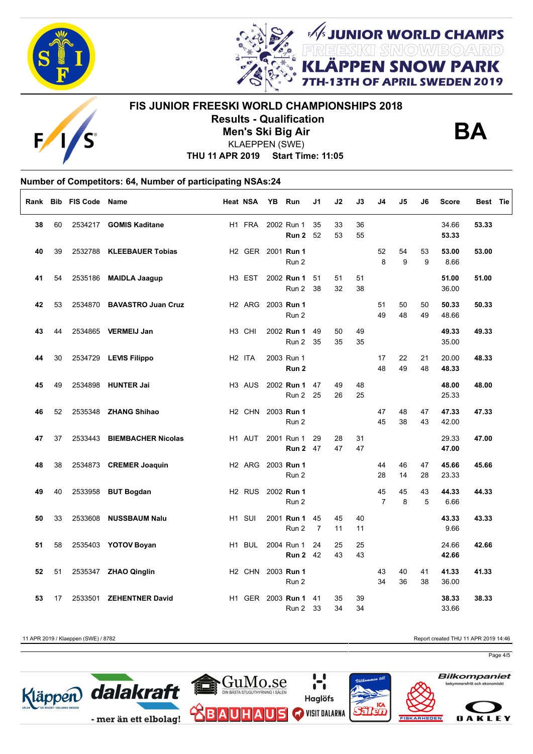JUNIOR WORLD CHAMPS
FREESKI SNOWBOARD
KLÄPPEN SNOW PARK
7TH-13TH OF APRIL SWEDEN 2019

# FIS JUNIOR FREESKI WORLD CHAMPIONSHIPS 2018

## Results - Qualification

## Men's Ski Big Air

KLAEPPEN (SWE)

**THU 11 APR 2019 Start Time: 11:05**

**BA**

**Number of Competitors: 64, Number of participating NSAs:24**

| Rank | Bib | FIS Code | Name | Heat | NSA | YB | Run | J1 | J2 | J3 | J4 | J5 | J6 | Score | Best | Tie |
|---|---|---|---|---|---|---|---|---|---|---|---|---|---|---|---|---|
| **38** | 60 | 2534217 | **GOMIS Kaditane** | H1 | FRA | 2002 | Run 1 | 35 | 33 | 36 | | | | 34.66 | **53.33** | |
| | | | | | | | **Run 2** | 52 | 53 | 55 | | | | **53.33** | | |
| **40** | 39 | 2532788 | **KLEEBAUER Tobias** | H2 | GER | 2001 | **Run 1** | | | | 52 | 54 | 53 | **53.00** | **53.00** | |
| | | | | | | | Run 2 | | | | 8 | 9 | 9 | 8.66 | | |
| **41** | 54 | 2535186 | **MAIDLA Jaagup** | H3 | EST | 2002 | **Run 1** | 51 | 51 | 51 | | | | **51.00** | **51.00** | |
| | | | | | | | Run 2 | 38 | 32 | 38 | | | | 36.00 | | |
| **42** | 53 | 2534870 | **BAVASTRO Juan Cruz** | H2 | ARG | 2003 | **Run 1** | | | | 51 | 50 | 50 | **50.33** | **50.33** | |
| | | | | | | | Run 2 | | | | 49 | 48 | 49 | 48.66 | | |
| **43** | 44 | 2534865 | **VERMEIJ Jan** | H3 | CHI | 2002 | **Run 1** | 49 | 50 | 49 | | | | **49.33** | **49.33** | |
| | | | | | | | Run 2 | 35 | 35 | 35 | | | | 35.00 | | |
| **44** | 30 | 2534729 | **LEVIS Filippo** | H2 | ITA | 2003 | Run 1 | | | | 17 | 22 | 21 | 20.00 | **48.33** | |
| | | | | | | | **Run 2** | | | | 48 | 49 | 48 | **48.33** | | |
| **45** | 49 | 2534898 | **HUNTER Jai** | H3 | AUS | 2002 | **Run 1** | 47 | 49 | 48 | | | | **48.00** | **48.00** | |
| | | | | | | | Run 2 | 25 | 26 | 25 | | | | 25.33 | | |
| **46** | 52 | 2535348 | **ZHANG Shihao** | H2 | CHN | 2003 | **Run 1** | | | | 47 | 48 | 47 | **47.33** | **47.33** | |
| | | | | | | | Run 2 | | | | 45 | 38 | 43 | 42.00 | | |
| **47** | 37 | 2533443 | **BIEMBACHER Nicolas** | H1 | AUT | 2001 | Run 1 | 29 | 28 | 31 | | | | 29.33 | **47.00** | |
| | | | | | | | **Run 2** | 47 | 47 | 47 | | | | **47.00** | | |
| **48** | 38 | 2534873 | **CREMER Joaquin** | H2 | ARG | 2003 | **Run 1** | | | | 44 | 46 | 47 | **45.66** | **45.66** | |
| | | | | | | | Run 2 | | | | 28 | 14 | 28 | 23.33 | | |
| **49** | 40 | 2533958 | **BUT Bogdan** | H2 | RUS | 2002 | **Run 1** | | | | 45 | 45 | 43 | **44.33** | **44.33** | |
| | | | | | | | Run 2 | | | | 7 | 8 | 5 | 6.66 | | |
| **50** | 33 | 2533608 | **NUSSBAUM Nalu** | H1 | SUI | 2001 | **Run 1** | 45 | 45 | 40 | | | | **43.33** | **43.33** | |
| | | | | | | | Run 2 | 7 | 11 | 11 | | | | 9.66 | | |
| **51** | 58 | 2535403 | **YOTOV Boyan** | H1 | BUL | 2004 | Run 1 | 24 | 25 | 25 | | | | 24.66 | **42.66** | |
| | | | | | | | **Run 2** | 42 | 43 | 43 | | | | **42.66** | | |
| **52** | 51 | 2535347 | **ZHAO Qinglin** | H2 | CHN | 2003 | **Run 1** | | | | 43 | 40 | 41 | **41.33** | **41.33** | |
| | | | | | | | Run 2 | | | | 34 | 36 | 38 | 36.00 | | |
| **53** | 17 | 2533501 | **ZEHENTNER David** | H1 | GER | 2003 | **Run 1** | 41 | 35 | 39 | | | | **38.33** | **38.33** | |
| | | | | | | | Run 2 | 33 | 34 | 34 | | | | 33.66 | | |

11 APR 2019 / Klaeppen (SWE) / 8782 — Report created THU 11 APR 2019 14:46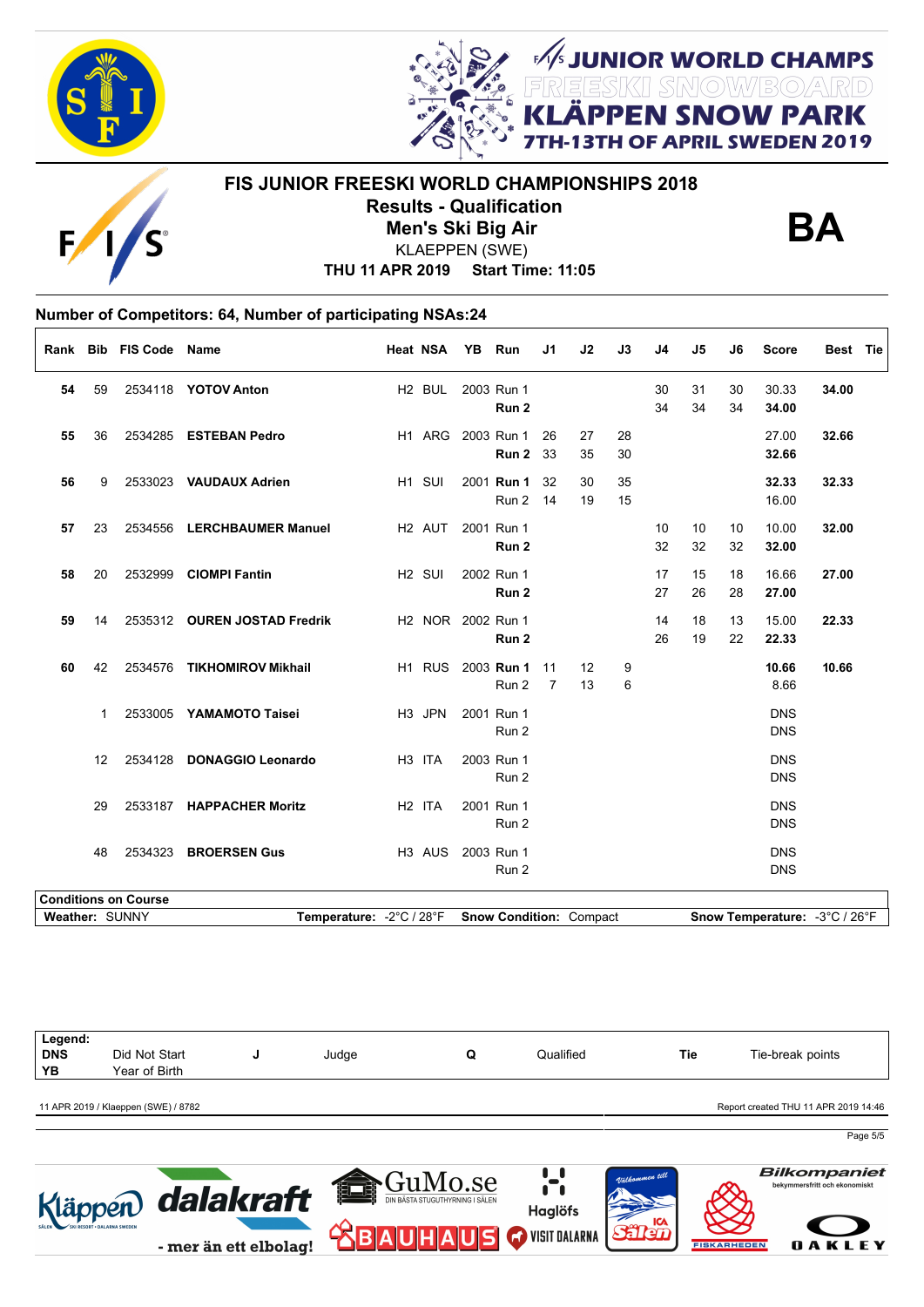# FIS JUNIOR FREESKI WORLD CHAMPIONSHIPS 2018

## Results - Qualification

## Men's Ski Big Air

KLAEPPEN (SWE)

**THU 11 APR 2019 Start Time: 11:05**

**BA**

### Number of Competitors: 64, Number of participating NSAs:24

| Rank | Bib | FIS Code | Name | Heat | NSA | YB | Run | J1 | J2 | J3 | J4 | J5 | J6 | Score | Best | Tie |
|---|---|---|---|---|---|---|---|---|---|---|---|---|---|---|---|---|
| **54** | 59 | 2534118 | **YOTOV Anton** | H2 | BUL | 2003 | Run 1 | | | | 30 | 31 | 30 | 30.33 | **34.00** | |
| | | | | | | | **Run 2** | | | | 34 | 34 | 34 | **34.00** | | |
| **55** | 36 | 2534285 | **ESTEBAN Pedro** | H1 | ARG | 2003 | Run 1 | 26 | 27 | 28 | | | | 27.00 | **32.66** | |
| | | | | | | | **Run 2** | 33 | 35 | 30 | | | | **32.66** | | |
| **56** | 9 | 2533023 | **VAUDAUX Adrien** | H1 | SUI | 2001 | **Run 1** | 32 | 30 | 35 | | | | **32.33** | **32.33** | |
| | | | | | | | Run 2 | 14 | 19 | 15 | | | | 16.00 | | |
| **57** | 23 | 2534556 | **LERCHBAUMER Manuel** | H2 | AUT | 2001 | Run 1 | | | | 10 | 10 | 10 | 10.00 | **32.00** | |
| | | | | | | | **Run 2** | | | | 32 | 32 | 32 | **32.00** | | |
| **58** | 20 | 2532999 | **CIOMPI Fantin** | H2 | SUI | 2002 | Run 1 | | | | 17 | 15 | 18 | 16.66 | **27.00** | |
| | | | | | | | **Run 2** | | | | 27 | 26 | 28 | **27.00** | | |
| **59** | 14 | 2535312 | **OUREN JOSTAD Fredrik** | H2 | NOR | 2002 | Run 1 | | | | 14 | 18 | 13 | 15.00 | **22.33** | |
| | | | | | | | **Run 2** | | | | 26 | 19 | 22 | **22.33** | | |
| **60** | 42 | 2534576 | **TIKHOMIROV Mikhail** | H1 | RUS | 2003 | **Run 1** | 11 | 12 | 9 | | | | **10.66** | **10.66** | |
| | | | | | | | Run 2 | 7 | 13 | 6 | | | | 8.66 | | |
| | 1 | 2533005 | **YAMAMOTO Taisei** | H3 | JPN | 2001 | Run 1 | | | | | | | DNS | | |
| | | | | | | | Run 2 | | | | | | | DNS | | |
| | 12 | 2534128 | **DONAGGIO Leonardo** | H3 | ITA | 2003 | Run 1 | | | | | | | DNS | | |
| | | | | | | | Run 2 | | | | | | | DNS | | |
| | 29 | 2533187 | **HAPPACHER Moritz** | H2 | ITA | 2001 | Run 1 | | | | | | | DNS | | |
| | | | | | | | Run 2 | | | | | | | DNS | | |
| | 48 | 2534323 | **BROERSEN Gus** | H3 | AUS | 2003 | Run 1 | | | | | | | DNS | | |
| | | | | | | | Run 2 | | | | | | | DNS | | |

**Conditions on Course**

**Weather:** SUNNY | **Temperature:** -2°C / 28°F | **Snow Condition:** Compact | **Snow Temperature:** -3°C / 26°F

**Legend:**

| | | | | | | | |
|---|---|---|---|---|---|---|---|
| **DNS** | Did Not Start | **J** | Judge | **Q** | Qualified | **Tie** | Tie-break points |
| **YB** | Year of Birth | | | | | | |

11 APR 2019 / Klaeppen (SWE) / 8782

Report created THU 11 APR 2019 14:46